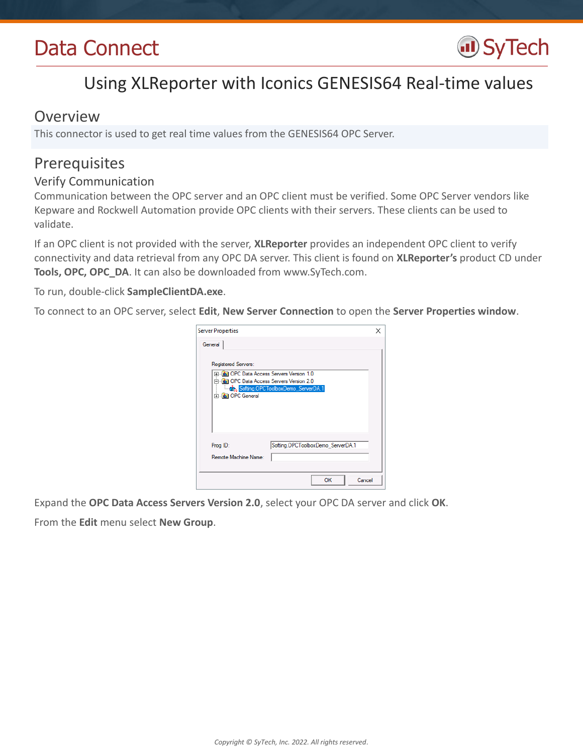# Data Connect

## Using XLReporter with Iconics GENESIS64 Real-time values

## Overview

This connector is used to get real time values from the GENESIS64 OPC Server.

## Prerequisites

### Verify Communication

Communication between the OPC server and an OPC client must be verified. Some OPC Server vendors like Kepware and Rockwell Automation provide OPC clients with their servers. These clients can be used to validate.

If an OPC client is not provided with the server, **XLReporter** provides an independent OPC client to verify connectivity and data retrieval from any OPC DA server. This client is found on **XLReporter's** product CD under **Tools, OPC, OPC_DA**. It can also be downloaded from www.SyTech.com.

To run, double-click **SampleClientDA.exe**.

To connect to an OPC server, select **Edit**, **New Server Connection** to open the **Server Properties window**.

Expand the **OPC Data Access Servers Version 2.0**, select your OPC DA server and click **OK**.

From the **Edit** menu select **New Group**.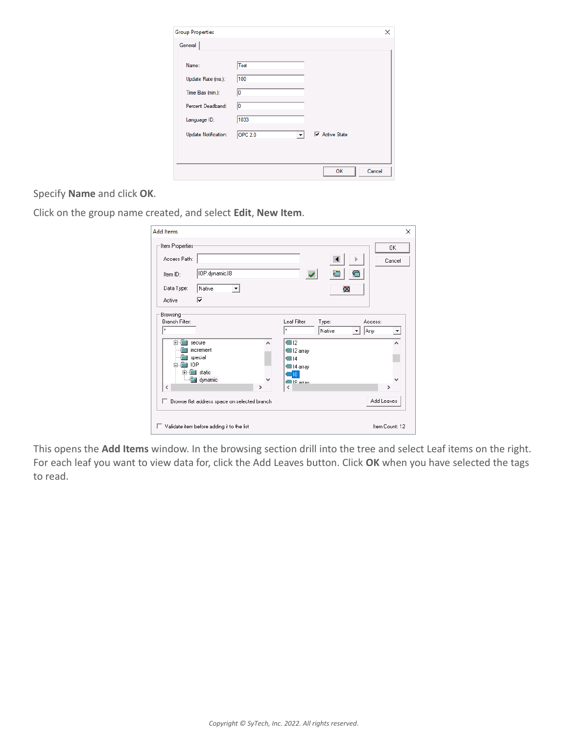Specify **Name** and click **OK**.

Click on the group name created, and select **Edit**, **New Item**.

This opens the **Add Items** window. In the browsing section drill into the tree and select Leaf items on the right. For each leaf you want to view data for, click the Add Leaves button. Click **OK** when you have selected the tags to read.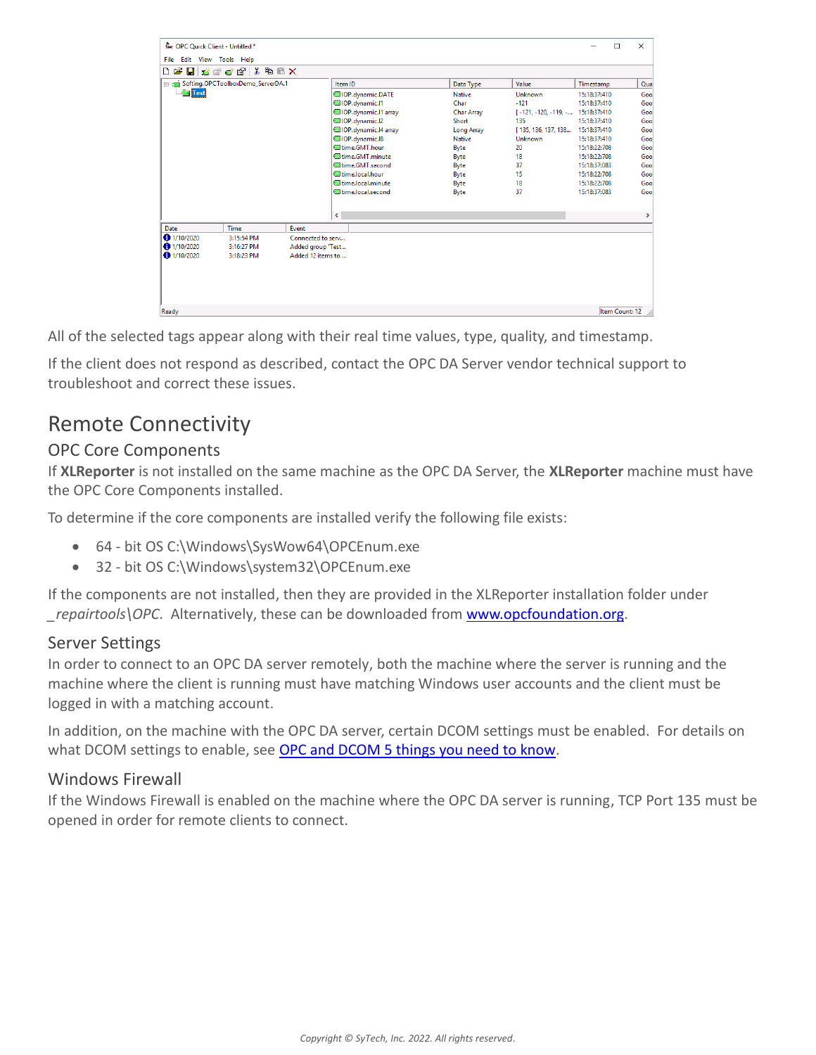All of the selected tags appear along with their real time values, type, quality, and timestamp.

If the client does not respond as described, contact the OPC DA Server vendor technical support to troubleshoot and correct these issues.

# Remote Connectivity

## OPC Core Components

If **XLReporter** is not installed on the same machine as the OPC DA Server, the **XLReporter** machine must have the OPC Core Components installed.

To determine if the core components are installed verify the following file exists:

- 64 - bit OS C:\Windows\SysWow64\OPCEnum.exe
- 32 - bit OS C:\Windows\system32\OPCEnum.exe

If the components are not installed, then they are provided in the XLReporter installation folder under *_repairtools\OPC*. Alternatively, these can be downloaded from www.opcfoundation.org.

## Server Settings

In order to connect to an OPC DA server remotely, both the machine where the server is running and the machine where the client is running must have matching Windows user accounts and the client must be logged in with a matching account.

In addition, on the machine with the OPC DA server, certain DCOM settings must be enabled. For details on what DCOM settings to enable, see OPC and DCOM 5 things you need to know.

## Windows Firewall

If the Windows Firewall is enabled on the machine where the OPC DA server is running, TCP Port 135 must be opened in order for remote clients to connect.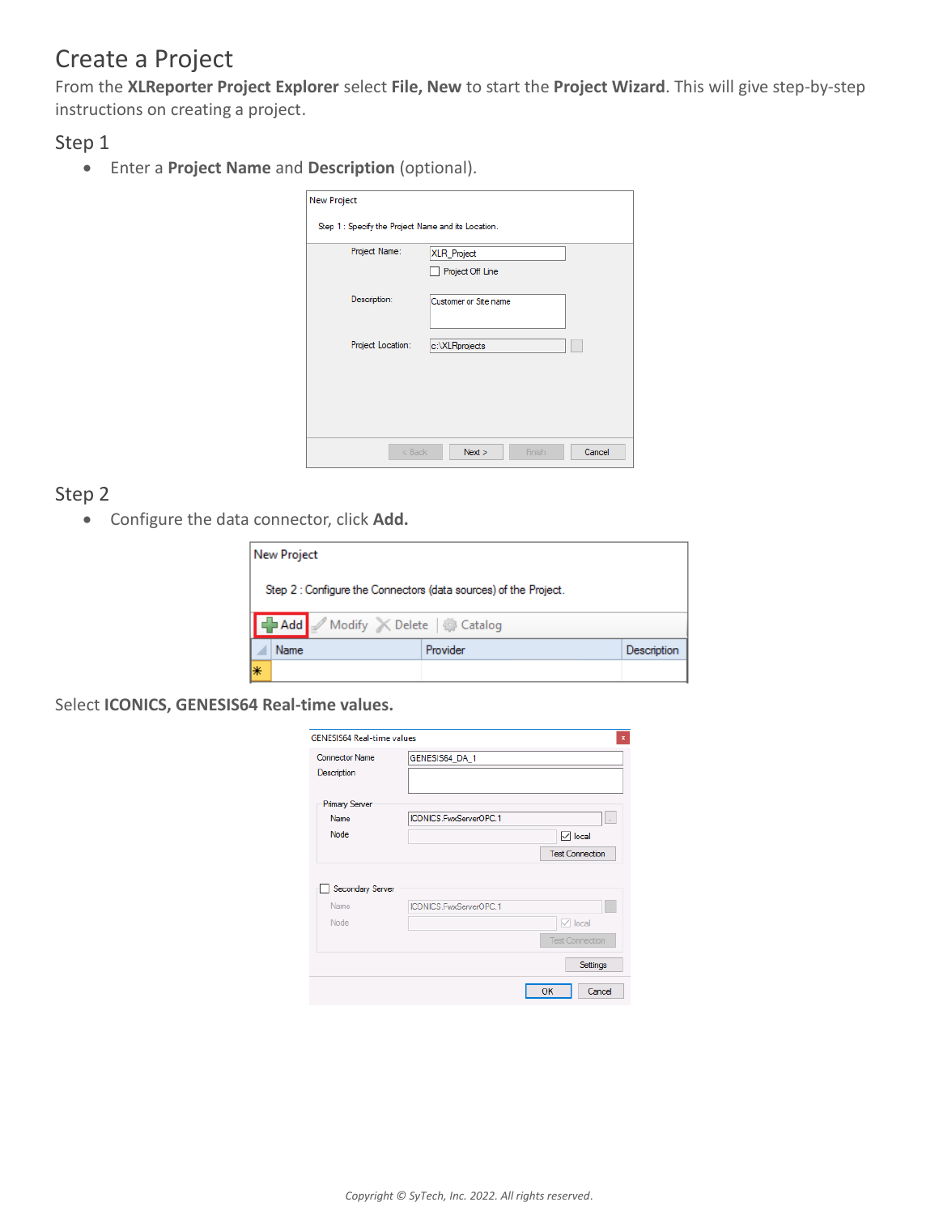# Create a Project

From the **XLReporter Project Explorer** select **File, New** to start the **Project Wizard**. This will give step-by-step instructions on creating a project.

## Step 1

- Enter a **Project Name** and **Description** (optional).

## Step 2

- Configure the data connector, click **Add.**

Select **ICONICS, GENESIS64 Real-time values.**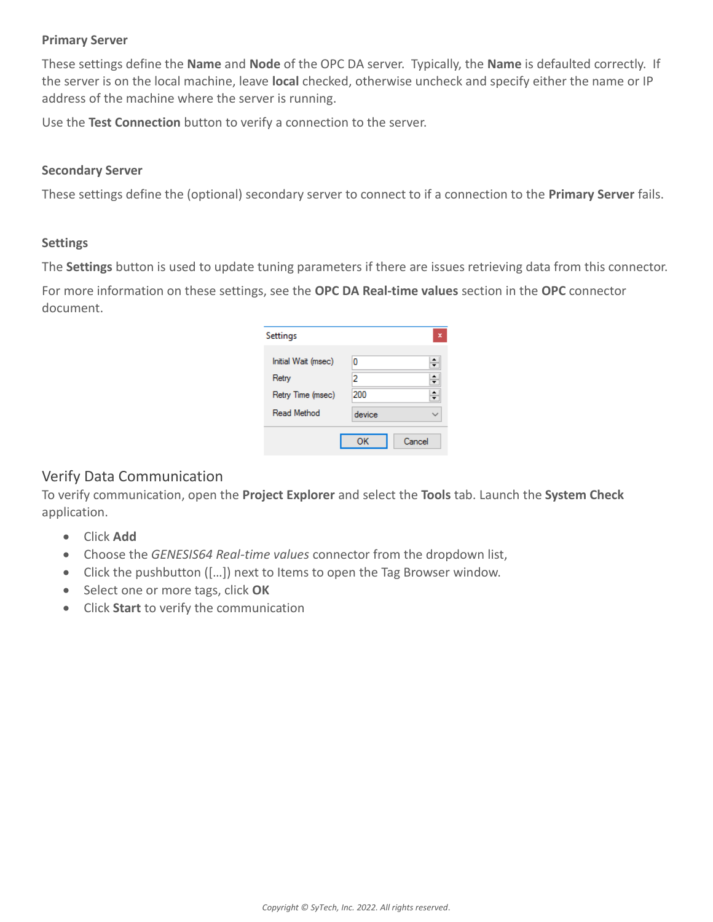### Primary Server

These settings define the **Name** and **Node** of the OPC DA server. Typically, the **Name** is defaulted correctly. If the server is on the local machine, leave **local** checked, otherwise uncheck and specify either the name or IP address of the machine where the server is running.

Use the **Test Connection** button to verify a connection to the server.

### Secondary Server

These settings define the (optional) secondary server to connect to if a connection to the **Primary Server** fails.

### Settings

The **Settings** button is used to update tuning parameters if there are issues retrieving data from this connector.

For more information on these settings, see the **OPC DA Real-time values** section in the **OPC** connector document.

## Verify Data Communication

To verify communication, open the **Project Explorer** and select the **Tools** tab. Launch the **System Check** application.

- Click **Add**
- Choose the *GENESIS64 Real-time values* connector from the dropdown list,
- Click the pushbutton ([…]) next to Items to open the Tag Browser window.
- Select one or more tags, click **OK**
- Click **Start** to verify the communication